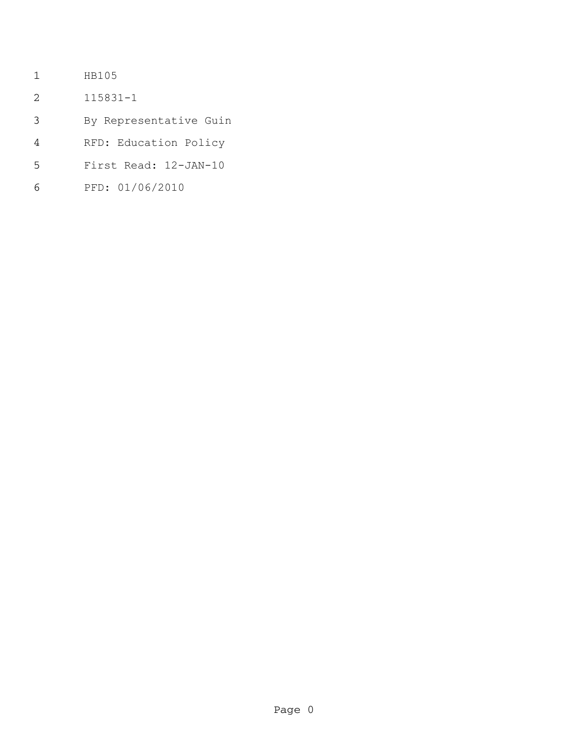HB105

115831-1

By Representative Guin

RFD: Education Policy

First Read: 12-JAN-10

PFD: 01/06/2010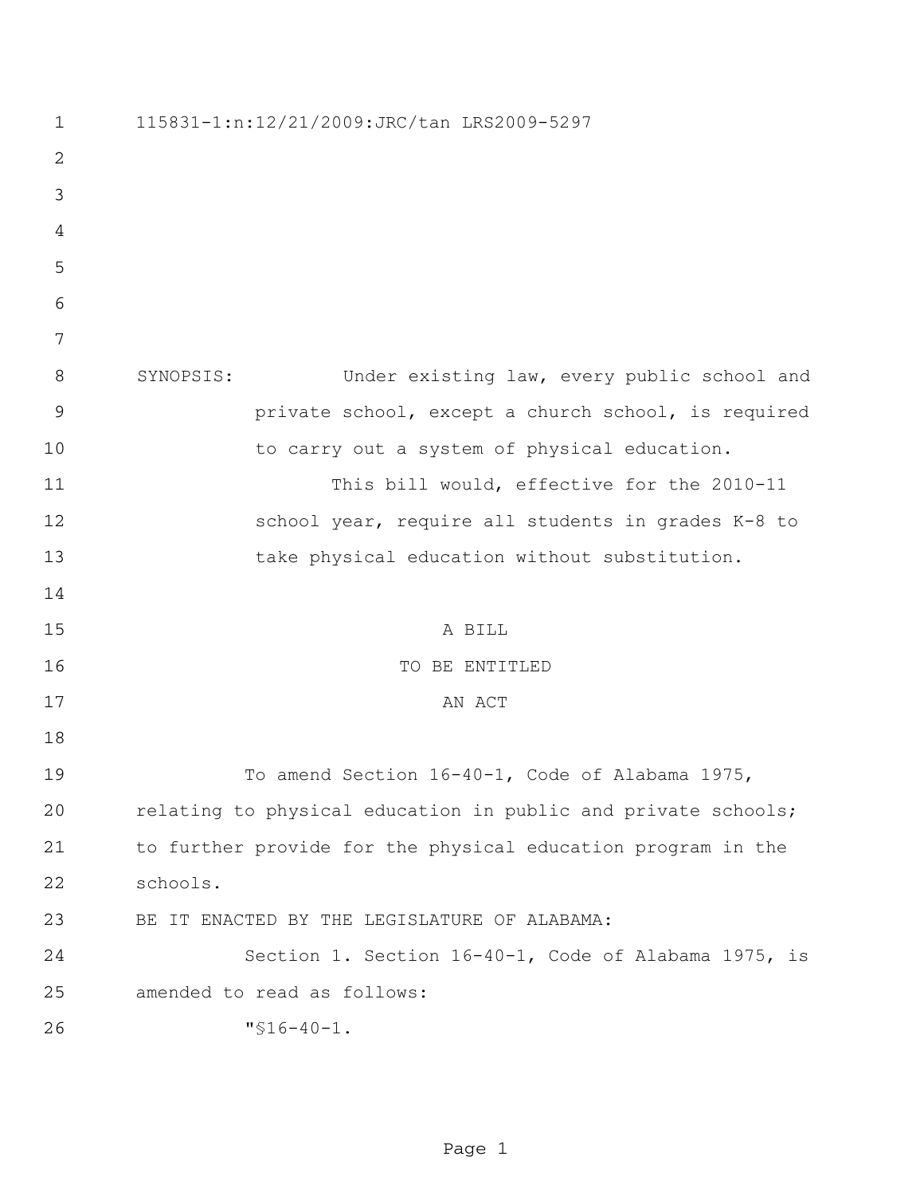115831-1:n:12/21/2009:JRC/tan LRS2009-5297

SYNOPSIS: Under existing law, every public school and private school, except a church school, is required to carry out a system of physical education.

This bill would, effective for the 2010-11 school year, require all students in grades K-8 to take physical education without substitution.

A BILL

TO BE ENTITLED

AN ACT

To amend Section 16-40-1, Code of Alabama 1975, relating to physical education in public and private schools; to further provide for the physical education program in the schools.

BE IT ENACTED BY THE LEGISLATURE OF ALABAMA:

Section 1. Section 16-40-1, Code of Alabama 1975, is amended to read as follows:

"§16-40-1.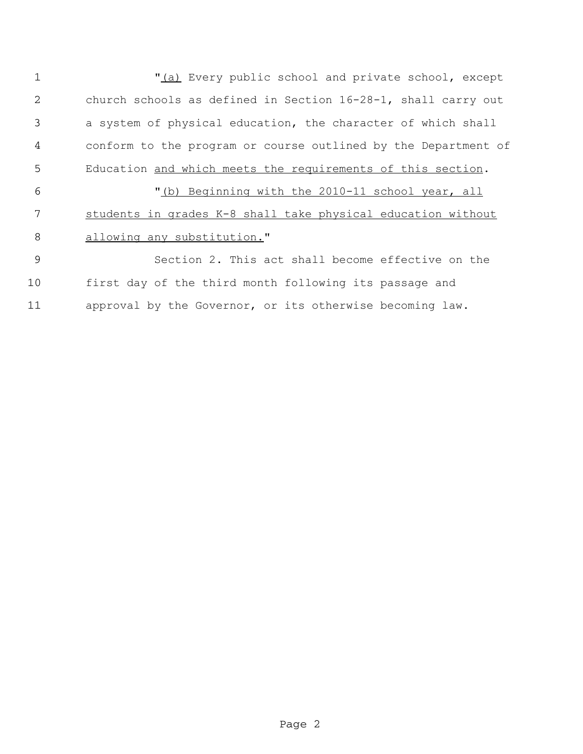"(a) Every public school and private school, except church schools as defined in Section 16-28-1, shall carry out a system of physical education, the character of which shall conform to the program or course outlined by the Department of Education and which meets the requirements of this section.

"(b) Beginning with the 2010-11 school year, all students in grades K-8 shall take physical education without allowing any substitution."

Section 2. This act shall become effective on the first day of the third month following its passage and approval by the Governor, or its otherwise becoming law.